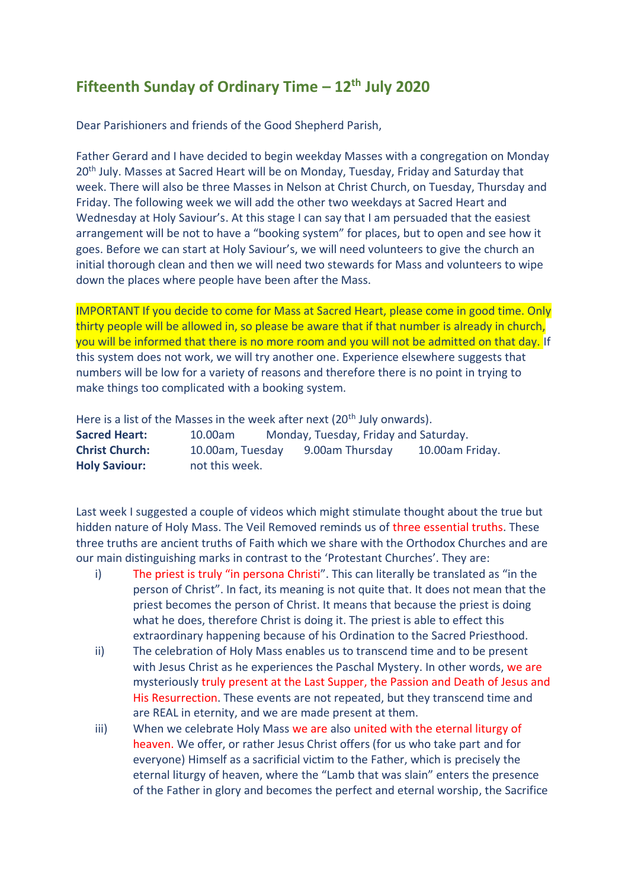# Fifteenth Sunday of Ordinary Time – 12th July 2020

Dear Parishioners and friends of the Good Shepherd Parish,

Father Gerard and I have decided to begin weekday Masses with a congregation on Monday 20th July. Masses at Sacred Heart will be on Monday, Tuesday, Friday and Saturday that week. There will also be three Masses in Nelson at Christ Church, on Tuesday, Thursday and Friday. The following week we will add the other two weekdays at Sacred Heart and Wednesday at Holy Saviour's. At this stage I can say that I am persuaded that the easiest arrangement will be not to have a "booking system" for places, but to open and see how it goes. Before we can start at Holy Saviour's, we will need volunteers to give the church an initial thorough clean and then we will need two stewards for Mass and volunteers to wipe down the places where people have been after the Mass.

IMPORTANT If you decide to come for Mass at Sacred Heart, please come in good time. Only thirty people will be allowed in, so please be aware that if that number is already in church, you will be informed that there is no more room and you will not be admitted on that day. If this system does not work, we will try another one. Experience elsewhere suggests that numbers will be low for a variety of reasons and therefore there is no point in trying to make things too complicated with a booking system.

Here is a list of the Masses in the week after next (20th July onwards).

| | | | |
|---|---|---|---|
| **Sacred Heart:** | 10.00am | Monday, Tuesday, Friday and Saturday. | |
| **Christ Church:** | 10.00am, Tuesday | 9.00am Thursday | 10.00am Friday. |
| **Holy Saviour:** | not this week. | | |

Last week I suggested a couple of videos which might stimulate thought about the true but hidden nature of Holy Mass. The Veil Removed reminds us of three essential truths. These three truths are ancient truths of Faith which we share with the Orthodox Churches and are our main distinguishing marks in contrast to the 'Protestant Churches'. They are:

i) The priest is truly "in persona Christi". This can literally be translated as "in the person of Christ". In fact, its meaning is not quite that. It does not mean that the priest becomes the person of Christ. It means that because the priest is doing what he does, therefore Christ is doing it. The priest is able to effect this extraordinary happening because of his Ordination to the Sacred Priesthood.

ii) The celebration of Holy Mass enables us to transcend time and to be present with Jesus Christ as he experiences the Paschal Mystery. In other words, we are mysteriously truly present at the Last Supper, the Passion and Death of Jesus and His Resurrection. These events are not repeated, but they transcend time and are REAL in eternity, and we are made present at them.

iii) When we celebrate Holy Mass we are also united with the eternal liturgy of heaven. We offer, or rather Jesus Christ offers (for us who take part and for everyone) Himself as a sacrificial victim to the Father, which is precisely the eternal liturgy of heaven, where the "Lamb that was slain" enters the presence of the Father in glory and becomes the perfect and eternal worship, the Sacrifice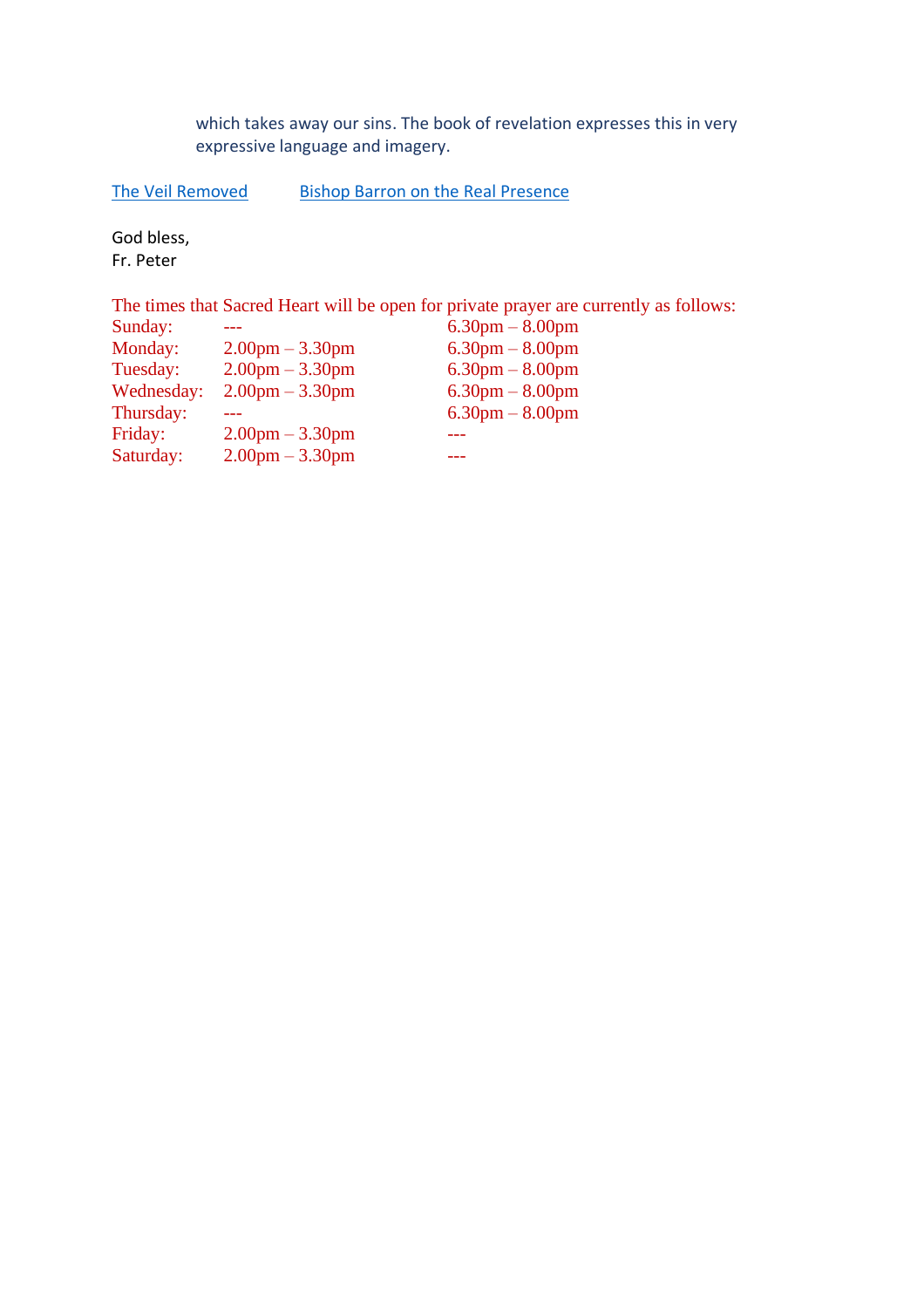which takes away our sins. The book of revelation expresses this in very expressive language and imagery.

The Veil Removed    Bishop Barron on the Real Presence

God bless,
Fr. Peter

The times that Sacred Heart will be open for private prayer are currently as follows:

| | | |
|---|---|---|
| Sunday: | --- | 6.30pm – 8.00pm |
| Monday: | 2.00pm – 3.30pm | 6.30pm – 8.00pm |
| Tuesday: | 2.00pm – 3.30pm | 6.30pm – 8.00pm |
| Wednesday: | 2.00pm – 3.30pm | 6.30pm – 8.00pm |
| Thursday: | --- | 6.30pm – 8.00pm |
| Friday: | 2.00pm – 3.30pm | --- |
| Saturday: | 2.00pm – 3.30pm | --- |